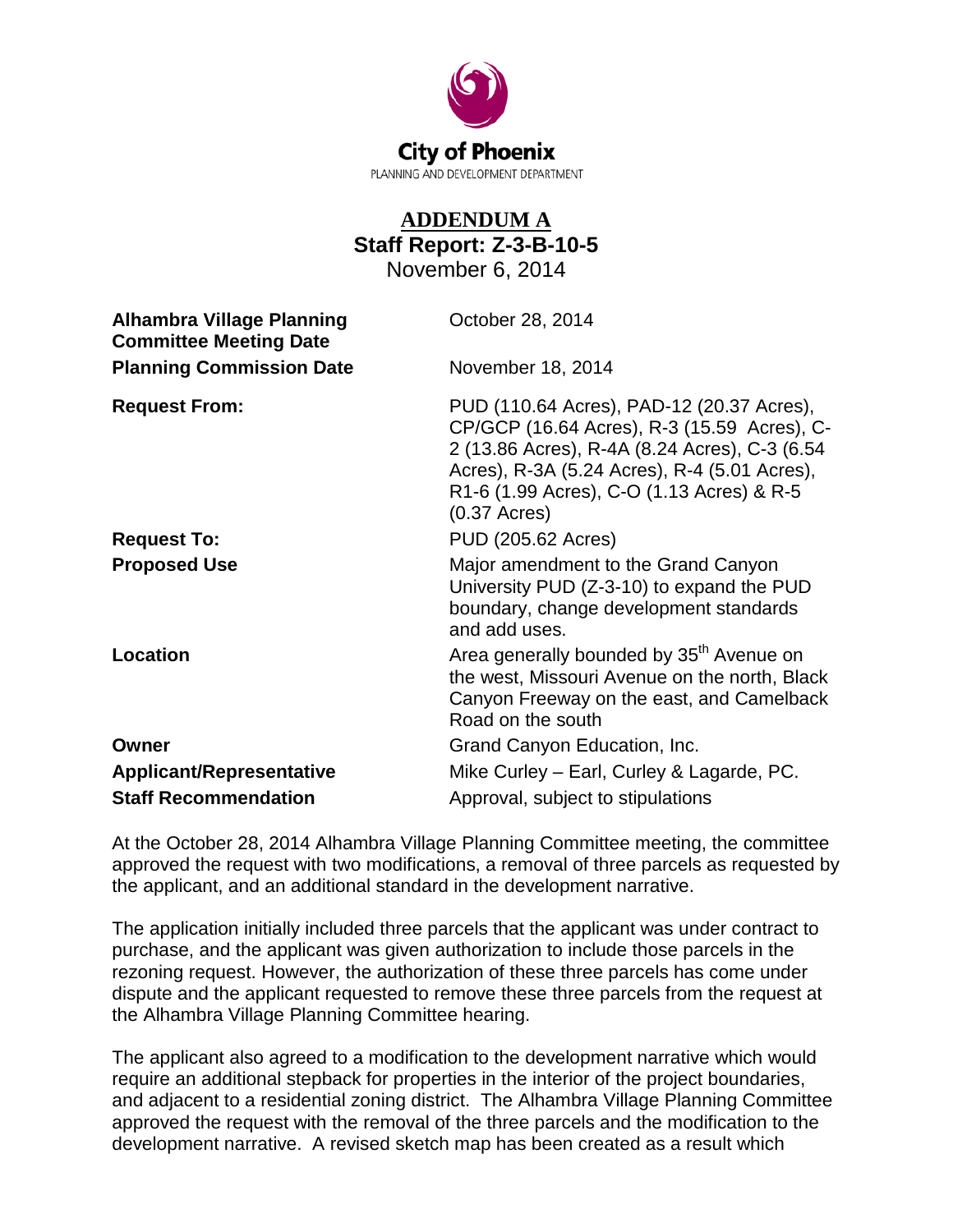City of Phoenix

PLANNING AND DEVELOPMENT DEPARTMENT

# ADDENDUM A

## Staff Report: Z-3-B-10-5

November 6, 2014

| | |
|---|---|
| **Alhambra Village Planning Committee Meeting Date** | October 28, 2014 |
| **Planning Commission Date** | November 18, 2014 |
| **Request From:** | PUD (110.64 Acres), PAD-12 (20.37 Acres), CP/GCP (16.64 Acres), R-3 (15.59 Acres), C-2 (13.86 Acres), R-4A (8.24 Acres), C-3 (6.54 Acres), R-3A (5.24 Acres), R-4 (5.01 Acres), R1-6 (1.99 Acres), C-O (1.13 Acres) & R-5 (0.37 Acres) |
| **Request To:** | PUD (205.62 Acres) |
| **Proposed Use** | Major amendment to the Grand Canyon University PUD (Z-3-10) to expand the PUD boundary, change development standards and add uses. |
| **Location** | Area generally bounded by 35th Avenue on the west, Missouri Avenue on the north, Black Canyon Freeway on the east, and Camelback Road on the south |
| **Owner** | Grand Canyon Education, Inc. |
| **Applicant/Representative** | Mike Curley – Earl, Curley & Lagarde, PC. |
| **Staff Recommendation** | Approval, subject to stipulations |

At the October 28, 2014 Alhambra Village Planning Committee meeting, the committee approved the request with two modifications, a removal of three parcels as requested by the applicant, and an additional standard in the development narrative.

The application initially included three parcels that the applicant was under contract to purchase, and the applicant was given authorization to include those parcels in the rezoning request. However, the authorization of these three parcels has come under dispute and the applicant requested to remove these three parcels from the request at the Alhambra Village Planning Committee hearing.

The applicant also agreed to a modification to the development narrative which would require an additional stepback for properties in the interior of the project boundaries, and adjacent to a residential zoning district. The Alhambra Village Planning Committee approved the request with the removal of the three parcels and the modification to the development narrative. A revised sketch map has been created as a result which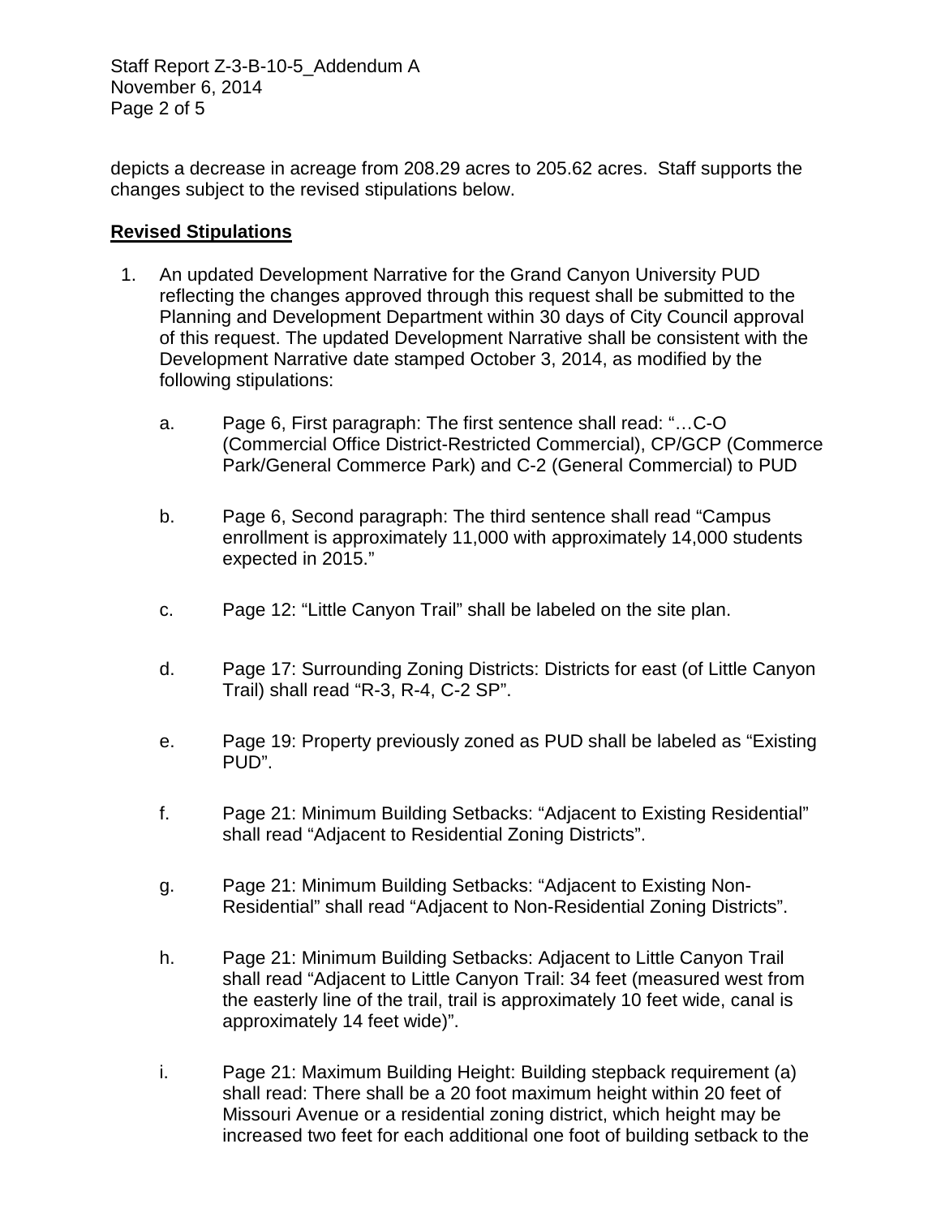depicts a decrease in acreage from 208.29 acres to 205.62 acres. Staff supports the changes subject to the revised stipulations below.

**Revised Stipulations**

1. An updated Development Narrative for the Grand Canyon University PUD reflecting the changes approved through this request shall be submitted to the Planning and Development Department within 30 days of City Council approval of this request. The updated Development Narrative shall be consistent with the Development Narrative date stamped October 3, 2014, as modified by the following stipulations:

   a. Page 6, First paragraph: The first sentence shall read: "…C-O (Commercial Office District-Restricted Commercial), CP/GCP (Commerce Park/General Commerce Park) and C-2 (General Commercial) to PUD

   b. Page 6, Second paragraph: The third sentence shall read "Campus enrollment is approximately 11,000 with approximately 14,000 students expected in 2015."

   c. Page 12: "Little Canyon Trail" shall be labeled on the site plan.

   d. Page 17: Surrounding Zoning Districts: Districts for east (of Little Canyon Trail) shall read "R-3, R-4, C-2 SP".

   e. Page 19: Property previously zoned as PUD shall be labeled as "Existing PUD".

   f. Page 21: Minimum Building Setbacks: "Adjacent to Existing Residential" shall read "Adjacent to Residential Zoning Districts".

   g. Page 21: Minimum Building Setbacks: "Adjacent to Existing Non-Residential" shall read "Adjacent to Non-Residential Zoning Districts".

   h. Page 21: Minimum Building Setbacks: Adjacent to Little Canyon Trail shall read "Adjacent to Little Canyon Trail: 34 feet (measured west from the easterly line of the trail, trail is approximately 10 feet wide, canal is approximately 14 feet wide)".

   i. Page 21: Maximum Building Height: Building stepback requirement (a) shall read: There shall be a 20 foot maximum height within 20 feet of Missouri Avenue or a residential zoning district, which height may be increased two feet for each additional one foot of building setback to the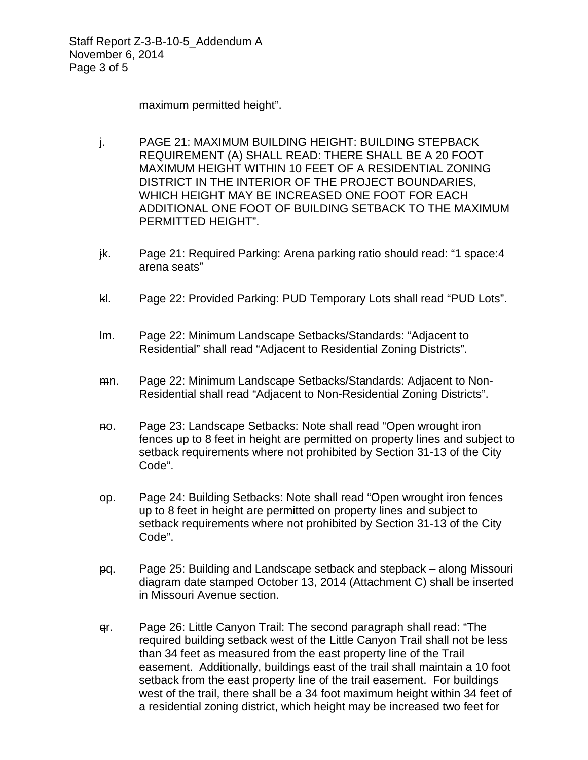maximum permitted height".

j. PAGE 21: MAXIMUM BUILDING HEIGHT: BUILDING STEPBACK REQUIREMENT (A) SHALL READ: THERE SHALL BE A 20 FOOT MAXIMUM HEIGHT WITHIN 10 FEET OF A RESIDENTIAL ZONING DISTRICT IN THE INTERIOR OF THE PROJECT BOUNDARIES, WHICH HEIGHT MAY BE INCREASED ONE FOOT FOR EACH ADDITIONAL ONE FOOT OF BUILDING SETBACK TO THE MAXIMUM PERMITTED HEIGHT".

~~j~~k. Page 21: Required Parking: Arena parking ratio should read: "1 space:4 arena seats"

~~k~~l. Page 22: Provided Parking: PUD Temporary Lots shall read "PUD Lots".

~~l~~m. Page 22: Minimum Landscape Setbacks/Standards: "Adjacent to Residential" shall read "Adjacent to Residential Zoning Districts".

~~m~~n. Page 22: Minimum Landscape Setbacks/Standards: Adjacent to Non-Residential shall read "Adjacent to Non-Residential Zoning Districts".

~~n~~o. Page 23: Landscape Setbacks: Note shall read "Open wrought iron fences up to 8 feet in height are permitted on property lines and subject to setback requirements where not prohibited by Section 31-13 of the City Code".

~~o~~p. Page 24: Building Setbacks: Note shall read "Open wrought iron fences up to 8 feet in height are permitted on property lines and subject to setback requirements where not prohibited by Section 31-13 of the City Code".

~~p~~q. Page 25: Building and Landscape setback and stepback – along Missouri diagram date stamped October 13, 2014 (Attachment C) shall be inserted in Missouri Avenue section.

~~q~~r. Page 26: Little Canyon Trail: The second paragraph shall read: "The required building setback west of the Little Canyon Trail shall not be less than 34 feet as measured from the east property line of the Trail easement. Additionally, buildings east of the trail shall maintain a 10 foot setback from the east property line of the trail easement. For buildings west of the trail, there shall be a 34 foot maximum height within 34 feet of a residential zoning district, which height may be increased two feet for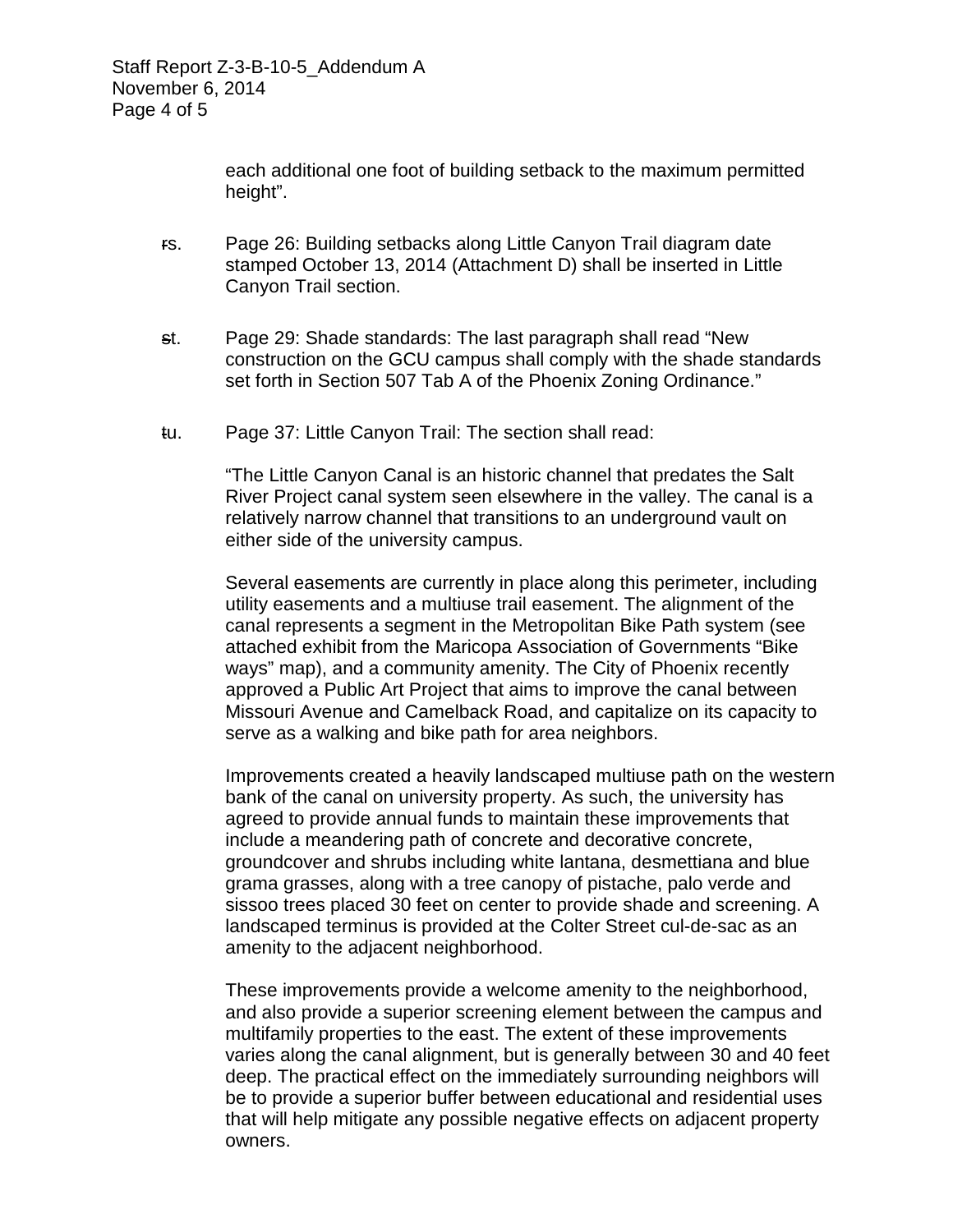each additional one foot of building setback to the maximum permitted height".

~~r~~s. Page 26: Building setbacks along Little Canyon Trail diagram date stamped October 13, 2014 (Attachment D) shall be inserted in Little Canyon Trail section.

~~s~~t. Page 29: Shade standards: The last paragraph shall read "New construction on the GCU campus shall comply with the shade standards set forth in Section 507 Tab A of the Phoenix Zoning Ordinance."

~~t~~u. Page 37: Little Canyon Trail: The section shall read:

"The Little Canyon Canal is an historic channel that predates the Salt River Project canal system seen elsewhere in the valley. The canal is a relatively narrow channel that transitions to an underground vault on either side of the university campus.

Several easements are currently in place along this perimeter, including utility easements and a multiuse trail easement. The alignment of the canal represents a segment in the Metropolitan Bike Path system (see attached exhibit from the Maricopa Association of Governments "Bike ways" map), and a community amenity. The City of Phoenix recently approved a Public Art Project that aims to improve the canal between Missouri Avenue and Camelback Road, and capitalize on its capacity to serve as a walking and bike path for area neighbors.

Improvements created a heavily landscaped multiuse path on the western bank of the canal on university property. As such, the university has agreed to provide annual funds to maintain these improvements that include a meandering path of concrete and decorative concrete, groundcover and shrubs including white lantana, desmettiana and blue grama grasses, along with a tree canopy of pistache, palo verde and sissoo trees placed 30 feet on center to provide shade and screening. A landscaped terminus is provided at the Colter Street cul-de-sac as an amenity to the adjacent neighborhood.

These improvements provide a welcome amenity to the neighborhood, and also provide a superior screening element between the campus and multifamily properties to the east. The extent of these improvements varies along the canal alignment, but is generally between 30 and 40 feet deep. The practical effect on the immediately surrounding neighbors will be to provide a superior buffer between educational and residential uses that will help mitigate any possible negative effects on adjacent property owners.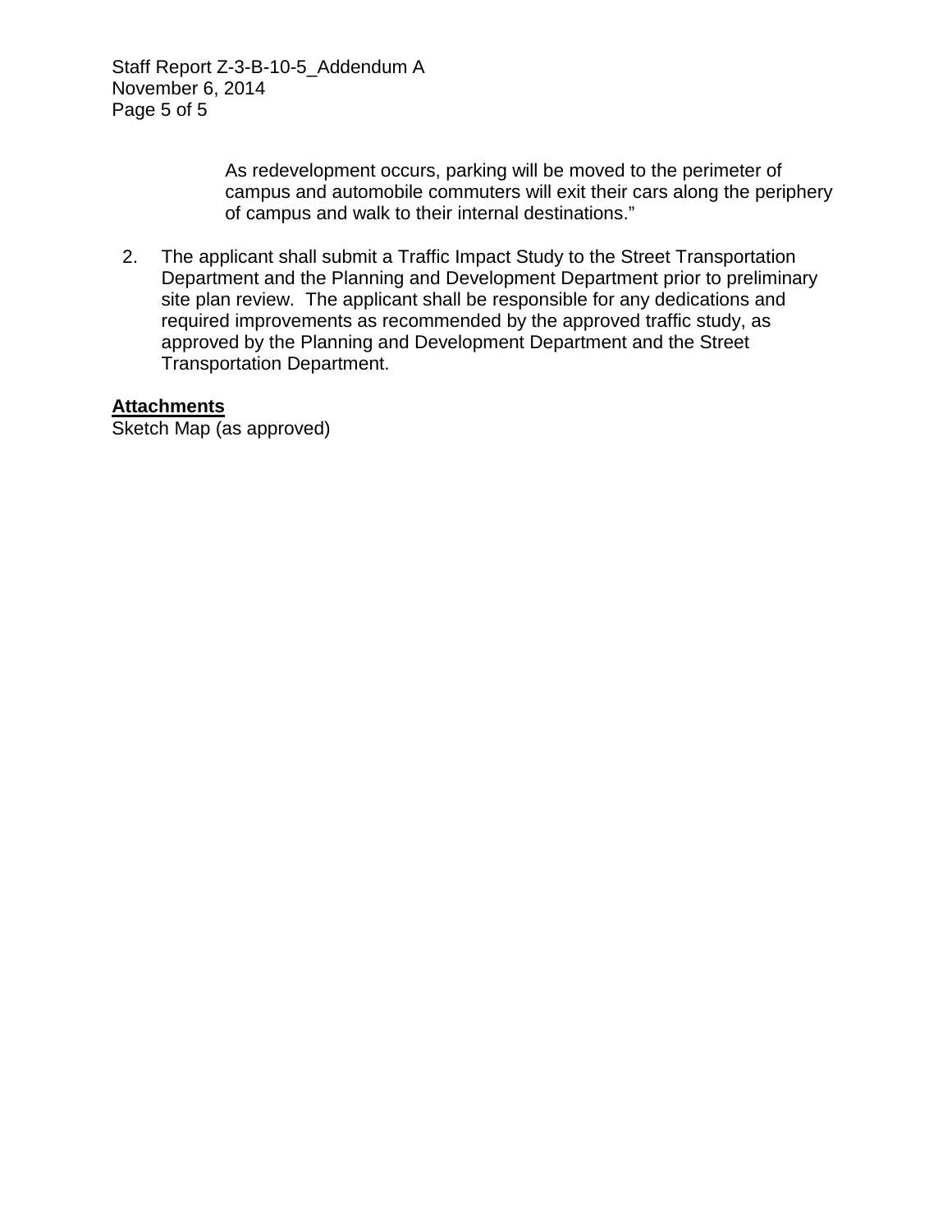As redevelopment occurs, parking will be moved to the perimeter of campus and automobile commuters will exit their cars along the periphery of campus and walk to their internal destinations."

2. The applicant shall submit a Traffic Impact Study to the Street Transportation Department and the Planning and Development Department prior to preliminary site plan review. The applicant shall be responsible for any dedications and required improvements as recommended by the approved traffic study, as approved by the Planning and Development Department and the Street Transportation Department.

**Attachments**

Sketch Map (as approved)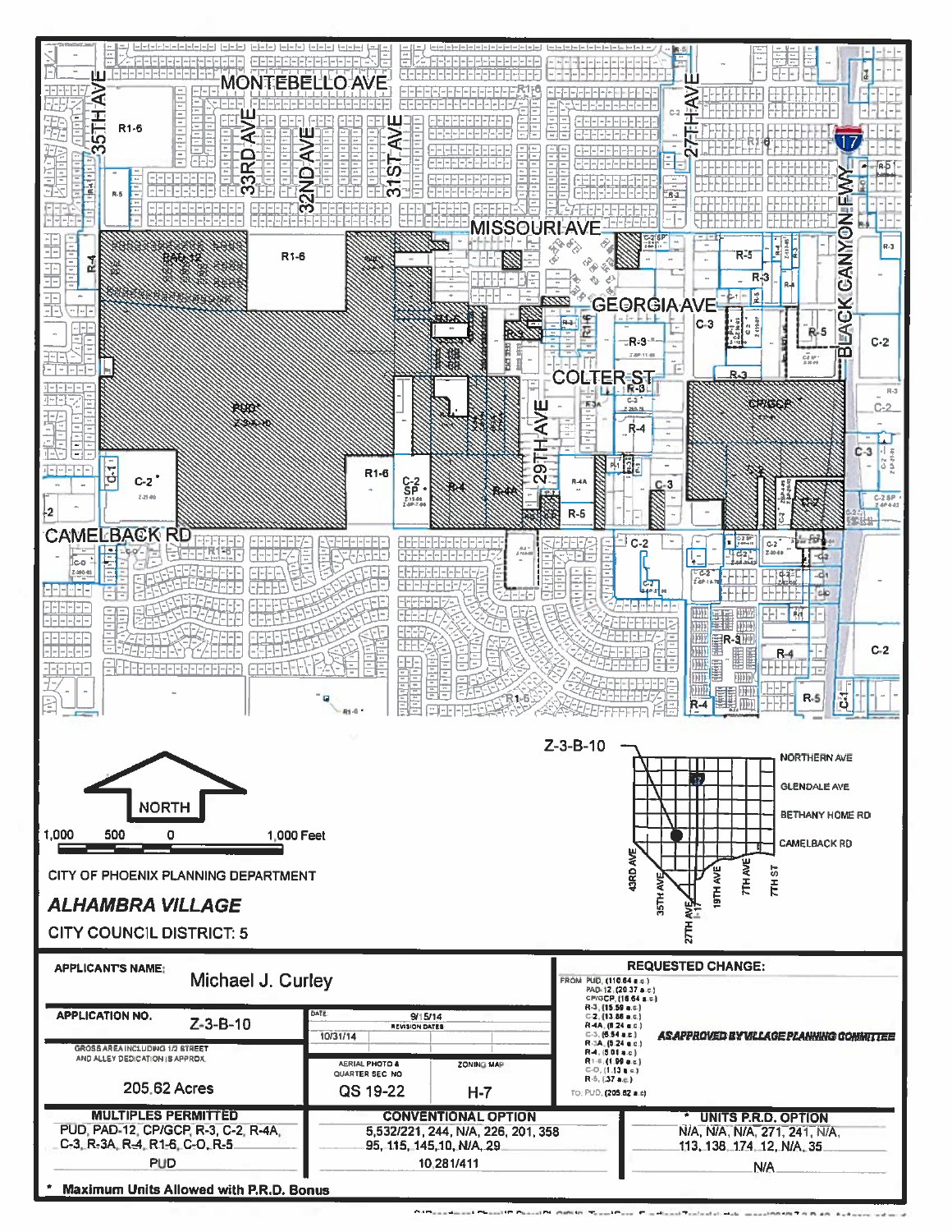CITY OF PHOENIX PLANNING DEPARTMENT

***ALHAMBRA VILLAGE***

CITY COUNCIL DISTRICT: 5

NORTH

1,000 500 0 1,000 Feet

Z-3-B-10

NORTHERN AVE
GLENDALE AVE
BETHANY HOME RD
CAMELBACK RD
43RD AVE
35TH AVE
27TH AVE
I-17
19TH AVE
7TH AVE
7TH ST

| APPLICANT'S NAME: Michael J. Curley | | | REQUESTED CHANGE: |
|---|---|---|---|
| APPLICATION NO. Z-3-B-10 | DATE 9/15/14 | REVISION DATES 10/31/14 | FROM PUD (110.64 a.c.) PAD-12 (20.37 a.c.) CP/GCP (18.64 a.c.) R-3 (15.58 a.c.) C-2 (13.88 a.c.) R-4A (8.24 a.c.) C-3 (6.54 a.c.) R-3A (6.24 a.c.) R-4 (5.01 a.c.) R1-6 (1.99 a.c.) C-O (1.13 a.c.) R-5 (.37 a.c.) TO: PUD (205.62 a.c.) *AS APPROVED BY VILLAGE PLANNING COMMITTEE* |
| GROSS AREA INCLUDING 1/2 STREET AND ALLEY DEDICATION IS APPROX. 205.62 Acres | AERIAL PHOTO & QUARTER SEC. NO. QS 19-22 | ZONING MAP H-7 | |

| MULTIPLES PERMITTED | CONVENTIONAL OPTION | * UNITS P.R.D. OPTION |
|---|---|---|
| PUD, PAD-12, CP/GCP, R-3, C-2, R-4A, C-3, R-3A, R-4, R1-6, C-O, R-5 | 5,532/221, 244, N/A, 226, 201, 358 95, 115, 145, 10, N/A, 29 | N/A, N/A, N/A, 271, 241, N/A, 113, 138, 174, 12, N/A, 35 |
| PUD | 10,281/411 | N/A |

\* **Maximum Units Allowed with P.R.D. Bonus**